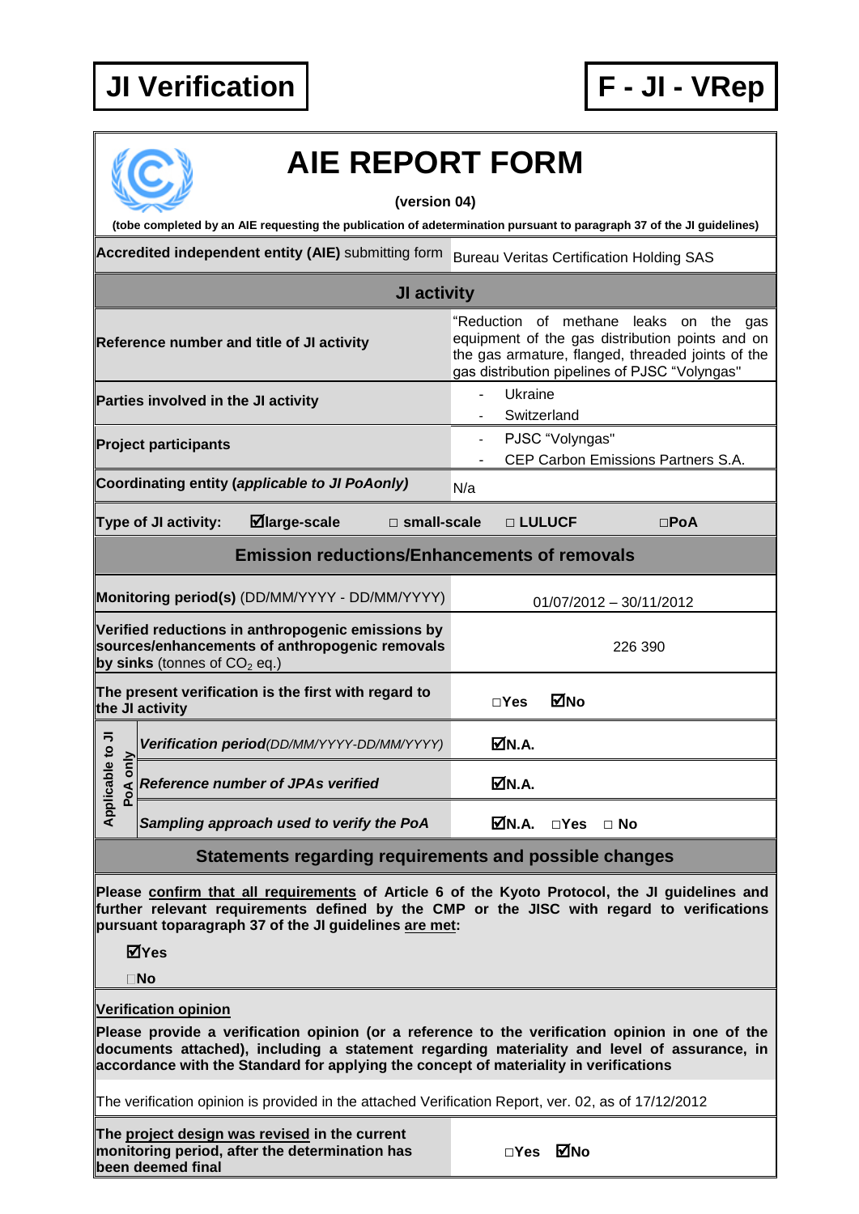**JI Verification** | **F - JI - VRep**

# AIE REPORT FORM

**(version 04)**

**(tobe completed by an AIE requesting the publication of adetermination pursuant to paragraph 37 of the JI guidelines)**

| | |
|---|---|
| **Accredited independent entity (AIE)** submitting form | Bureau Veritas Certification Holding SAS |
| **JI activity** | |
| **Reference number and title of JI activity** | "Reduction of methane leaks on the gas equipment of the gas distribution points and on the gas armature, flanged, threaded joints of the gas distribution pipelines of PJSC "Volyngas" |
| **Parties involved in the JI activity** | - Ukraine<br>- Switzerland |
| **Project participants** | - PJSC "Volyngas"<br>- CEP Carbon Emissions Partners S.A. |
| **Coordinating entity (*applicable to JI PoAonly*)** | N/a |
| **Type of JI activity:** ☑**large-scale** □ **small-scale** | □ **LULUCF** □**PoA** |
| **Emission reductions/Enhancements of removals** | |
| **Monitoring period(s)** (DD/MM/YYYY - DD/MM/YYYY) | 01/07/2012 – 30/11/2012 |
| **Verified reductions in anthropogenic emissions by sources/enhancements of anthropogenic removals by sinks** (tonnes of $CO_2$ eq.) | 226 390 |
| **The present verification is the first with regard to the JI activity** | □**Yes** ☑**No** |
| **Applicable to JI PoA only** – ***Verification period****(DD/MM/YYYY-DD/MM/YYYY)* | ☑**N.A.** |
| **Applicable to JI PoA only** – ***Reference number of JPAs verified*** | ☑**N.A.** |
| **Applicable to JI PoA only** – ***Sampling approach used to verify the PoA*** | ☑**N.A.** □**Yes** □ **No** |

## Statements regarding requirements and possible changes

**Please confirm that all requirements of Article 6 of the Kyoto Protocol, the JI guidelines and further relevant requirements defined by the CMP or the JISC with regard to verifications pursuant toparagraph 37 of the JI guidelines are met:**

☑**Yes**

□**No**

**Verification opinion**

**Please provide a verification opinion (or a reference to the verification opinion in one of the documents attached), including a statement regarding materiality and level of assurance, in accordance with the Standard for applying the concept of materiality in verifications**

The verification opinion is provided in the attached Verification Report, ver. 02, as of 17/12/2012

| | |
|---|---|
| **The project design was revised in the current monitoring period, after the determination has been deemed final** | □**Yes** ☑**No** |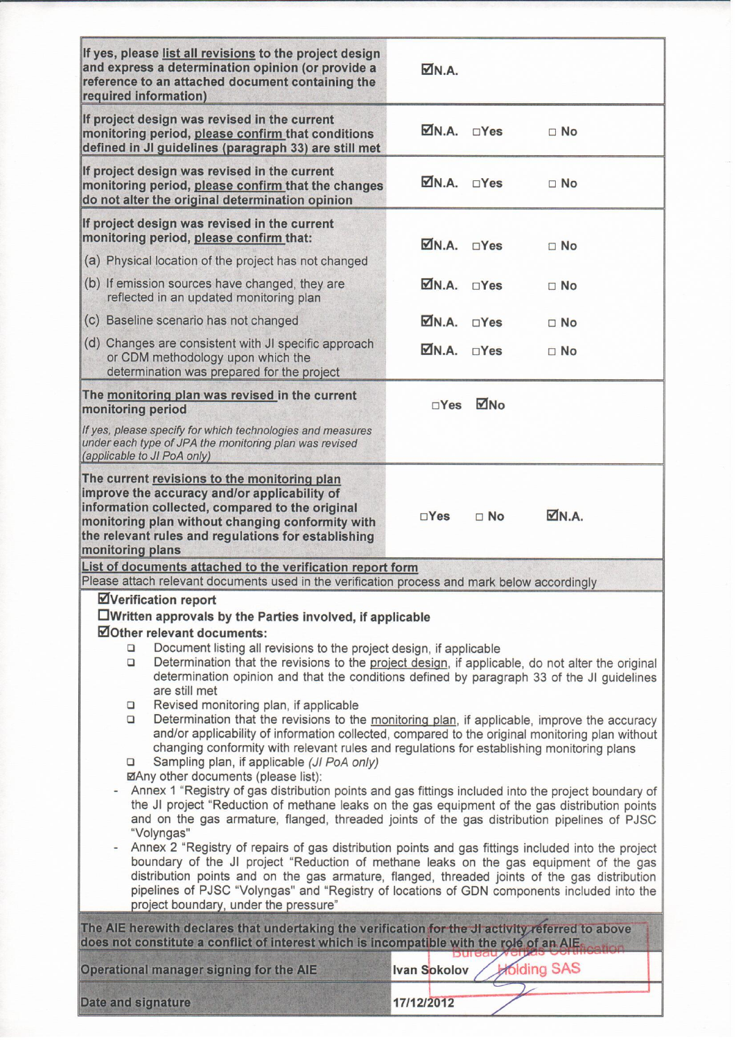| | | | |
|---|---|---|---|
| **If yes, please list all revisions to the project design and express a determination opinion (or provide a reference to an attached document containing the required information)** | ☑N.A. | | |
| **If project design was revised in the current monitoring period, please confirm that conditions defined in JI guidelines (paragraph 33) are still met** | ☑N.A. | □Yes | □ No |
| **If project design was revised in the current monitoring period, please confirm that the changes do not alter the original determination opinion** | ☑N.A. | □Yes | □ No |
| **If project design was revised in the current monitoring period, please confirm that:** (a) Physical location of the project has not changed | ☑N.A. | □Yes | □ No |
| (b) If emission sources have changed, they are reflected in an updated monitoring plan | ☑N.A. | □Yes | □ No |
| (c) Baseline scenario has not changed | ☑N.A. | □Yes | □ No |
| (d) Changes are consistent with JI specific approach or CDM methodology upon which the determination was prepared for the project | ☑N.A. | □Yes | □ No |
| **The monitoring plan was revised in the current monitoring period** *If yes, please specify for which technologies and measures under each type of JPA the monitoring plan was revised (applicable to JI PoA only)* | □Yes | ☑No | |
| **The current revisions to the monitoring plan improve the accuracy and/or applicability of information collected, compared to the original monitoring plan without changing conformity with the relevant rules and regulations for establishing monitoring plans** | □Yes | □ No | ☑N.A. |

**List of documents attached to the verification report form**

Please attach relevant documents used in the verification process and mark below accordingly

☑**Verification report**

☐**Written approvals by the Parties involved, if applicable**

☑**Other relevant documents:**

- ❑ Document listing all revisions to the project design, if applicable
- ❑ Determination that the revisions to the project design, if applicable, do not alter the original determination opinion and that the conditions defined by paragraph 33 of the JI guidelines are still met
- ❑ Revised monitoring plan, if applicable
- ❑ Determination that the revisions to the monitoring plan, if applicable, improve the accuracy and/or applicability of information collected, compared to the original monitoring plan without changing conformity with relevant rules and regulations for establishing monitoring plans
- ❑ Sampling plan, if applicable *(JI PoA only)*

☑Any other documents (please list):

- Annex 1 "Registry of gas distribution points and gas fittings included into the project boundary of the JI project "Reduction of methane leaks on the gas equipment of the gas distribution points and on the gas armature, flanged, threaded joints of the gas distribution pipelines of PJSC "Volyngas"
- Annex 2 "Registry of repairs of gas distribution points and gas fittings included into the project boundary of the JI project "Reduction of methane leaks on the gas equipment of the gas distribution points and on the gas armature, flanged, threaded joints of the gas distribution pipelines of PJSC "Volyngas" and "Registry of locations of GDN components included into the project boundary, under the pressure"

**The AIE herewith declares that undertaking the verification for the JI activity referred to above does not constitute a conflict of interest which is incompatible with the role of an AIE**

| | |
|---|---|
| **Operational manager signing for the AIE** | Ivan Sokolov |
| **Date and signature** | 17/12/2012 |

Bureau Veritas Certification Holding SAS